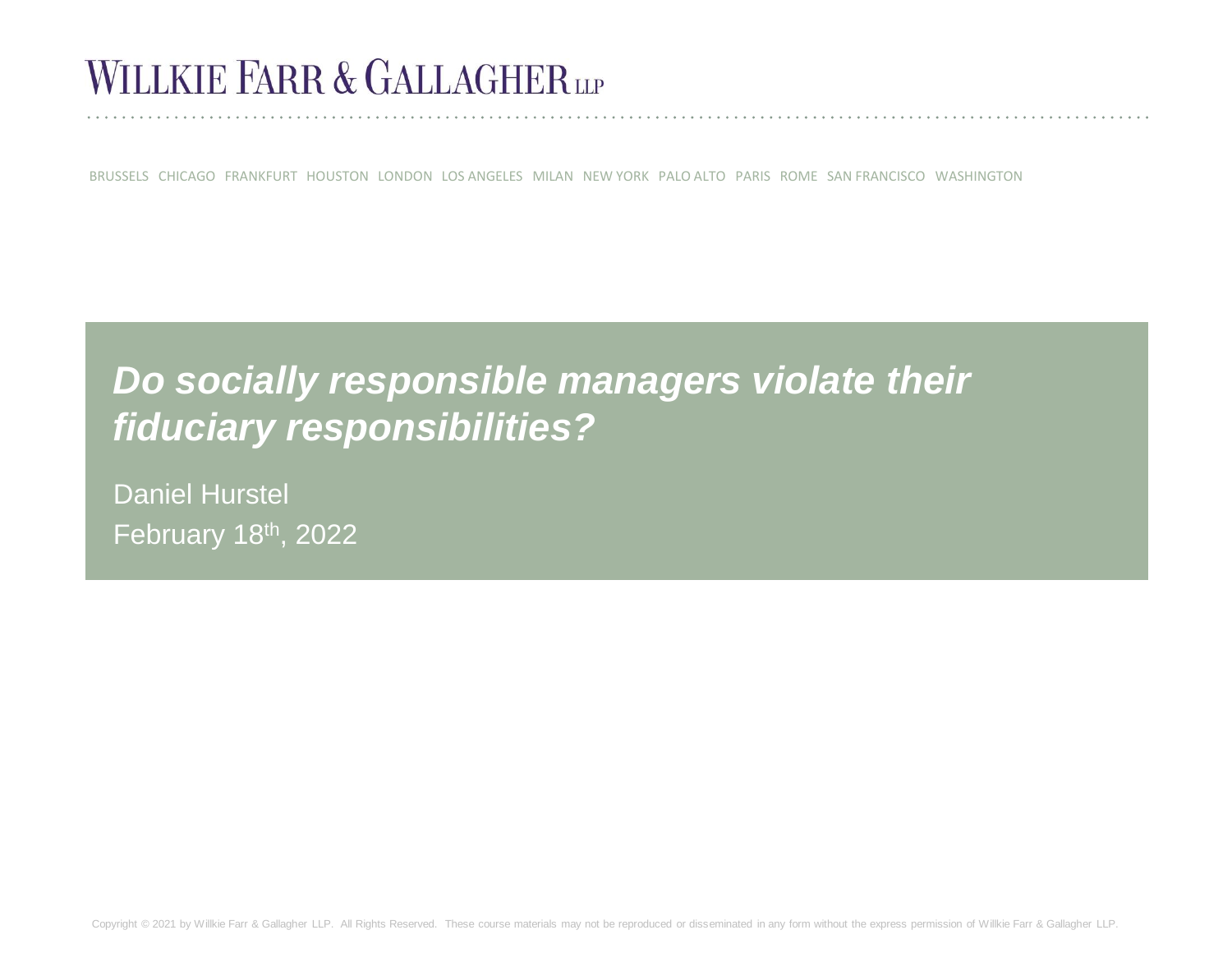WILLKIE FARR & GALLAGHER LLP

BRUSSELS CHICAGO FRANKFURT HOUSTON LONDON LOS ANGELES MILAN NEW YORK PALO ALTO PARIS ROME SAN FRANCISCO WASHINGTON

# *Do socially responsible managers violate their fiduciary responsibilities?*

Daniel Hurstel

February 18th, 2022

Copyright © 2021 by Willkie Farr & Gallagher LLP. All Rights Reserved. These course materials may not be reproduced or disseminated in any form without the express permission of Willkie Farr & Gallagher LLP.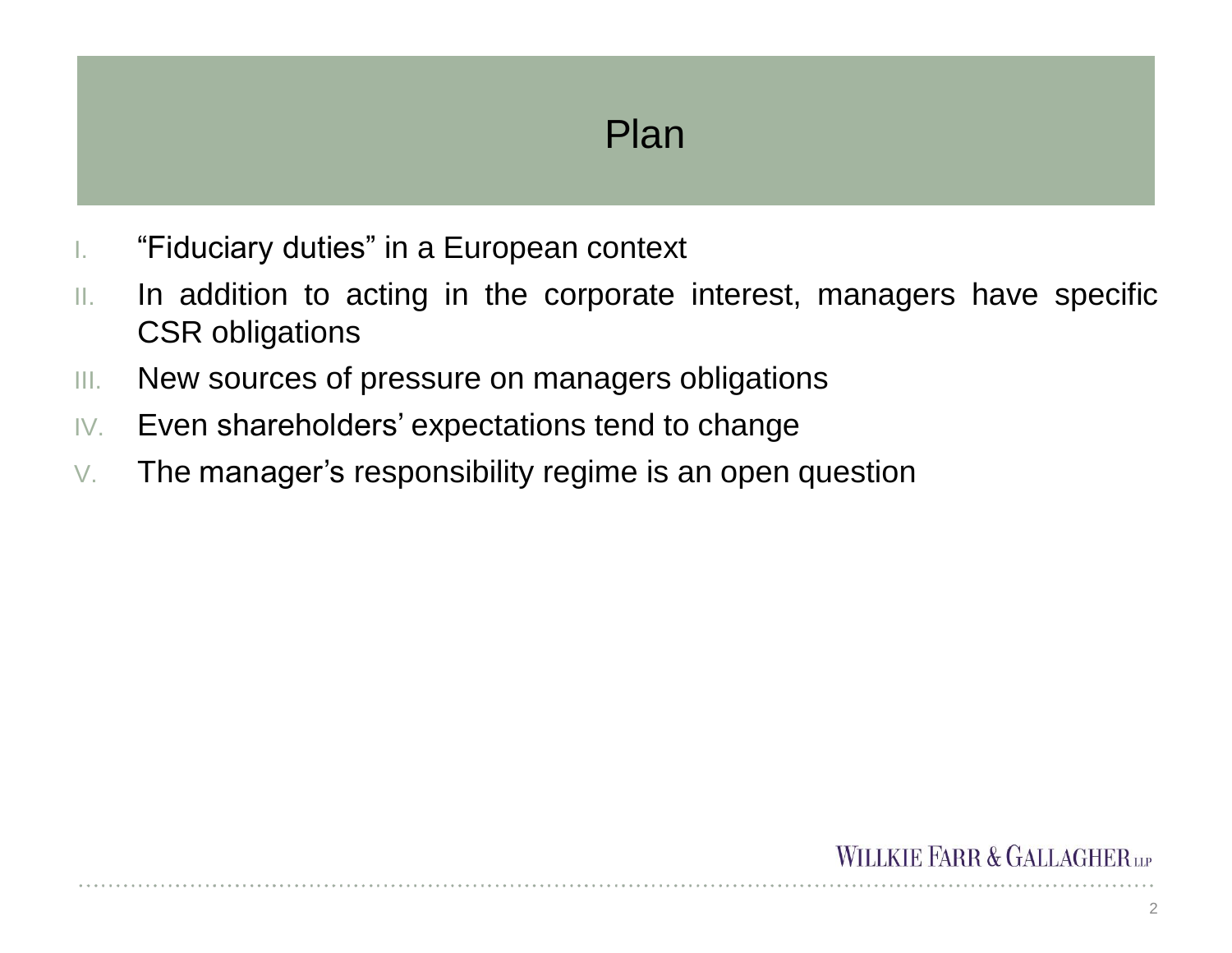# Plan

I. "Fiduciary duties" in a European context
II. In addition to acting in the corporate interest, managers have specific CSR obligations
III. New sources of pressure on managers obligations
IV. Even shareholders' expectations tend to change
V. The manager's responsibility regime is an open question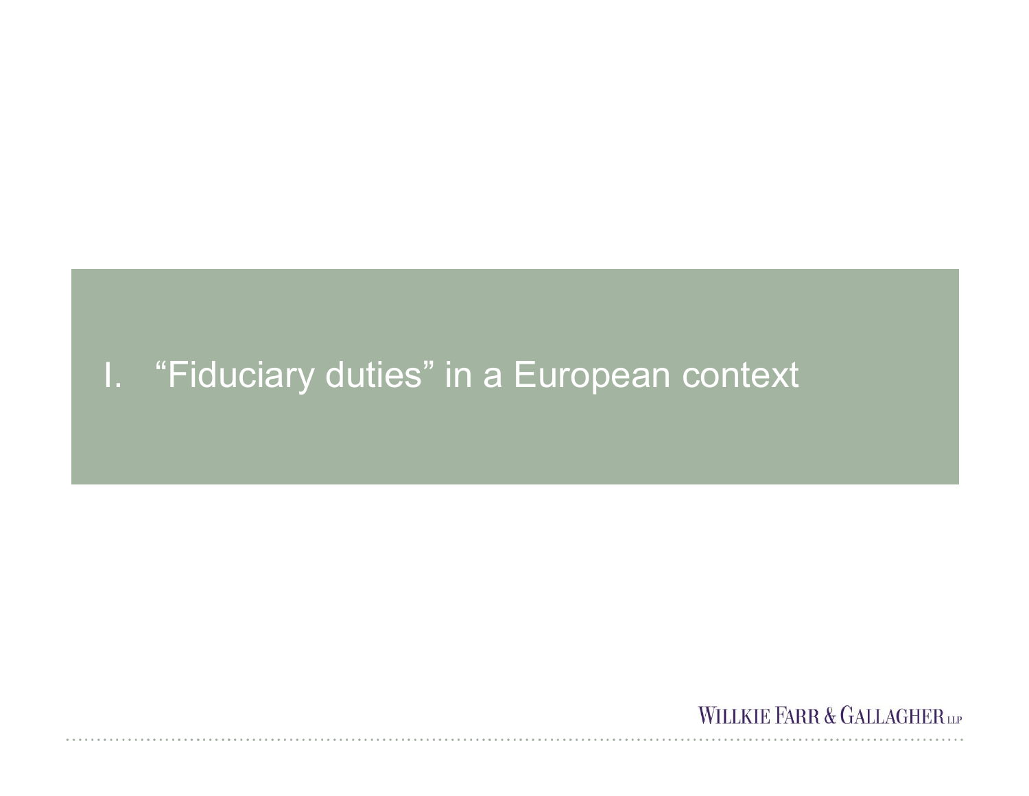# I. "Fiduciary duties" in a European context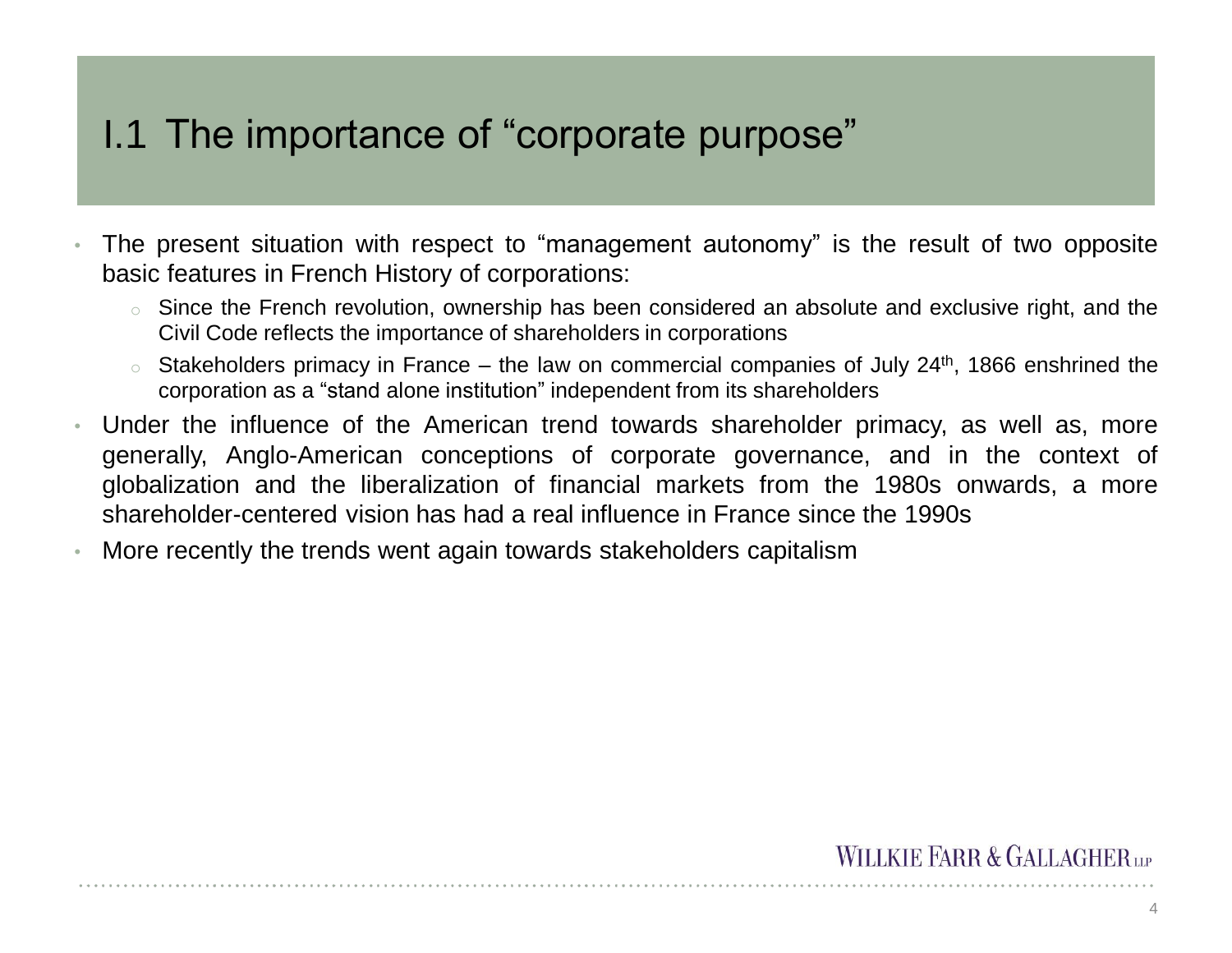## I.1 The importance of "corporate purpose"

- The present situation with respect to "management autonomy" is the result of two opposite basic features in French History of corporations:
  - Since the French revolution, ownership has been considered an absolute and exclusive right, and the Civil Code reflects the importance of shareholders in corporations
  - Stakeholders primacy in France – the law on commercial companies of July 24th, 1866 enshrined the corporation as a "stand alone institution" independent from its shareholders
- Under the influence of the American trend towards shareholder primacy, as well as, more generally, Anglo-American conceptions of corporate governance, and in the context of globalization and the liberalization of financial markets from the 1980s onwards, a more shareholder-centered vision has had a real influence in France since the 1990s
- More recently the trends went again towards stakeholders capitalism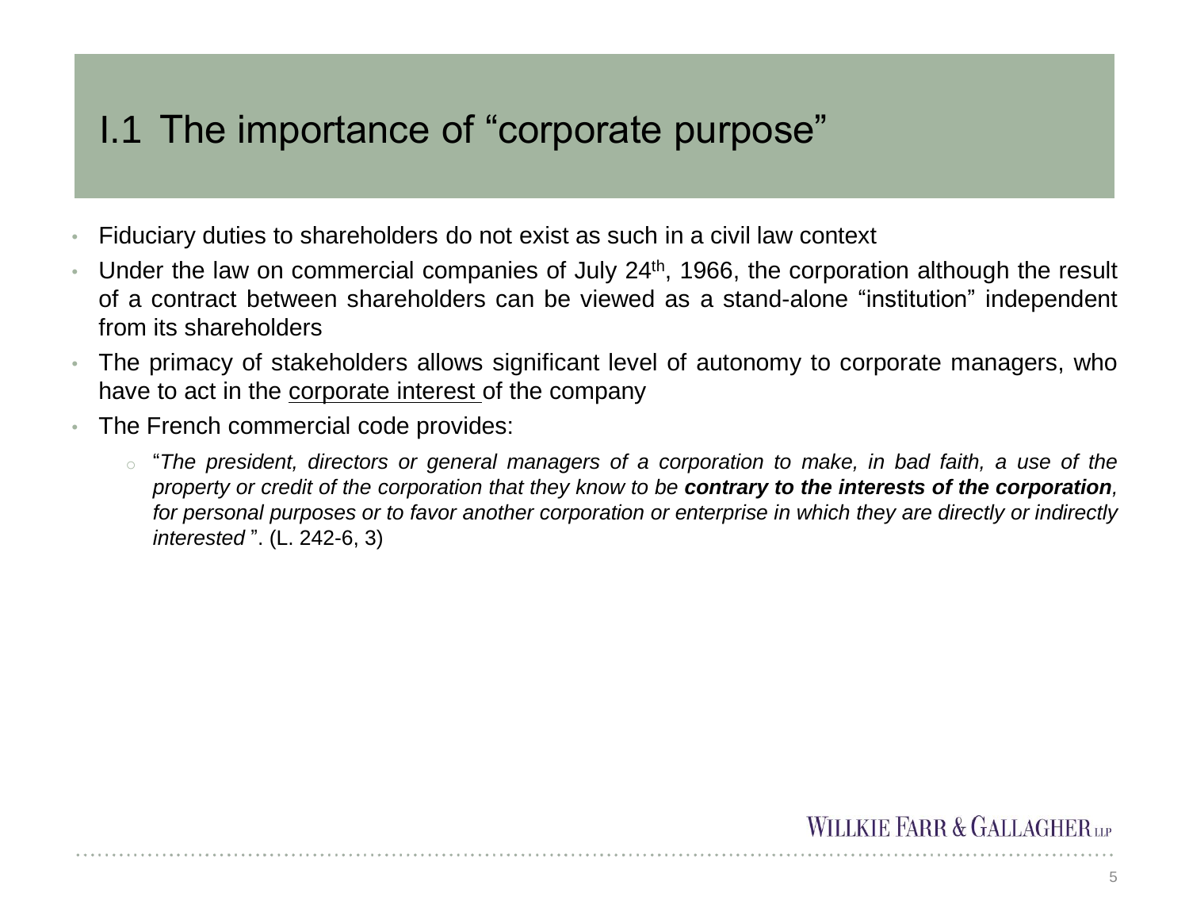# I.1 The importance of "corporate purpose"

- Fiduciary duties to shareholders do not exist as such in a civil law context
- Under the law on commercial companies of July 24th, 1966, the corporation although the result of a contract between shareholders can be viewed as a stand-alone "institution" independent from its shareholders
- The primacy of stakeholders allows significant level of autonomy to corporate managers, who have to act in the <u>corporate interest</u> of the company
- The French commercial code provides:
  - "*The president, directors or general managers of a corporation to make, in bad faith, a use of the property or credit of the corporation that they know to be **contrary to the interests of the corporation**, for personal purposes or to favor another corporation or enterprise in which they are directly or indirectly interested* ". (L. 242-6, 3)

WILLKIE FARR & GALLAGHER LLP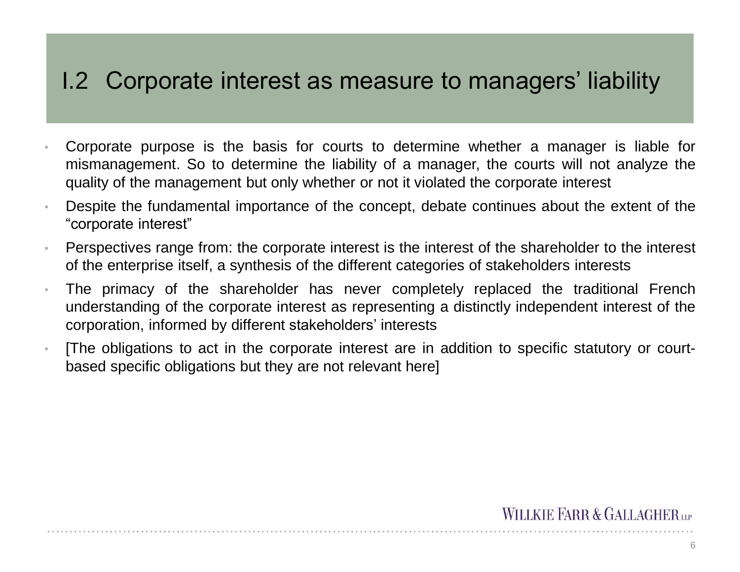# I.2 Corporate interest as measure to managers' liability

- Corporate purpose is the basis for courts to determine whether a manager is liable for mismanagement. So to determine the liability of a manager, the courts will not analyze the quality of the management but only whether or not it violated the corporate interest
- Despite the fundamental importance of the concept, debate continues about the extent of the "corporate interest"
- Perspectives range from: the corporate interest is the interest of the shareholder to the interest of the enterprise itself, a synthesis of the different categories of stakeholders interests
- The primacy of the shareholder has never completely replaced the traditional French understanding of the corporate interest as representing a distinctly independent interest of the corporation, informed by different stakeholders' interests
- [The obligations to act in the corporate interest are in addition to specific statutory or court-based specific obligations but they are not relevant here]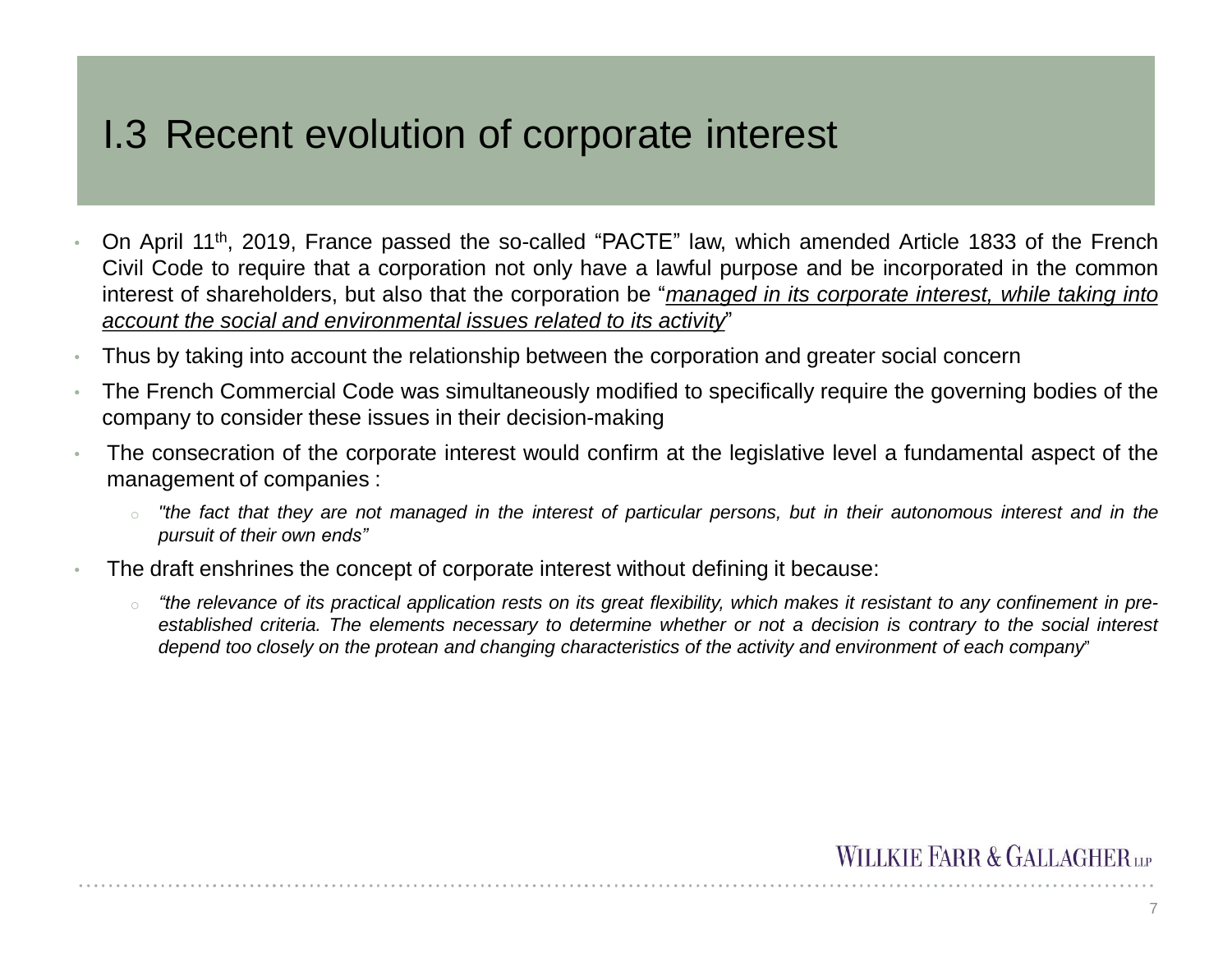# I.3 Recent evolution of corporate interest

- On April 11th, 2019, France passed the so-called "PACTE" law, which amended Article 1833 of the French Civil Code to require that a corporation not only have a lawful purpose and be incorporated in the common interest of shareholders, but also that the corporation be "*managed in its corporate interest, while taking into account the social and environmental issues related to its activity*"
- Thus by taking into account the relationship between the corporation and greater social concern
- The French Commercial Code was simultaneously modified to specifically require the governing bodies of the company to consider these issues in their decision-making
- The consecration of the corporate interest would confirm at the legislative level a fundamental aspect of the management of companies :
  - *"the fact that they are not managed in the interest of particular persons, but in their autonomous interest and in the pursuit of their own ends"*
- The draft enshrines the concept of corporate interest without defining it because:
  - *"the relevance of its practical application rests on its great flexibility, which makes it resistant to any confinement in pre-established criteria. The elements necessary to determine whether or not a decision is contrary to the social interest depend too closely on the protean and changing characteristics of the activity and environment of each company"*

WILLKIE FARR & GALLAGHER LLP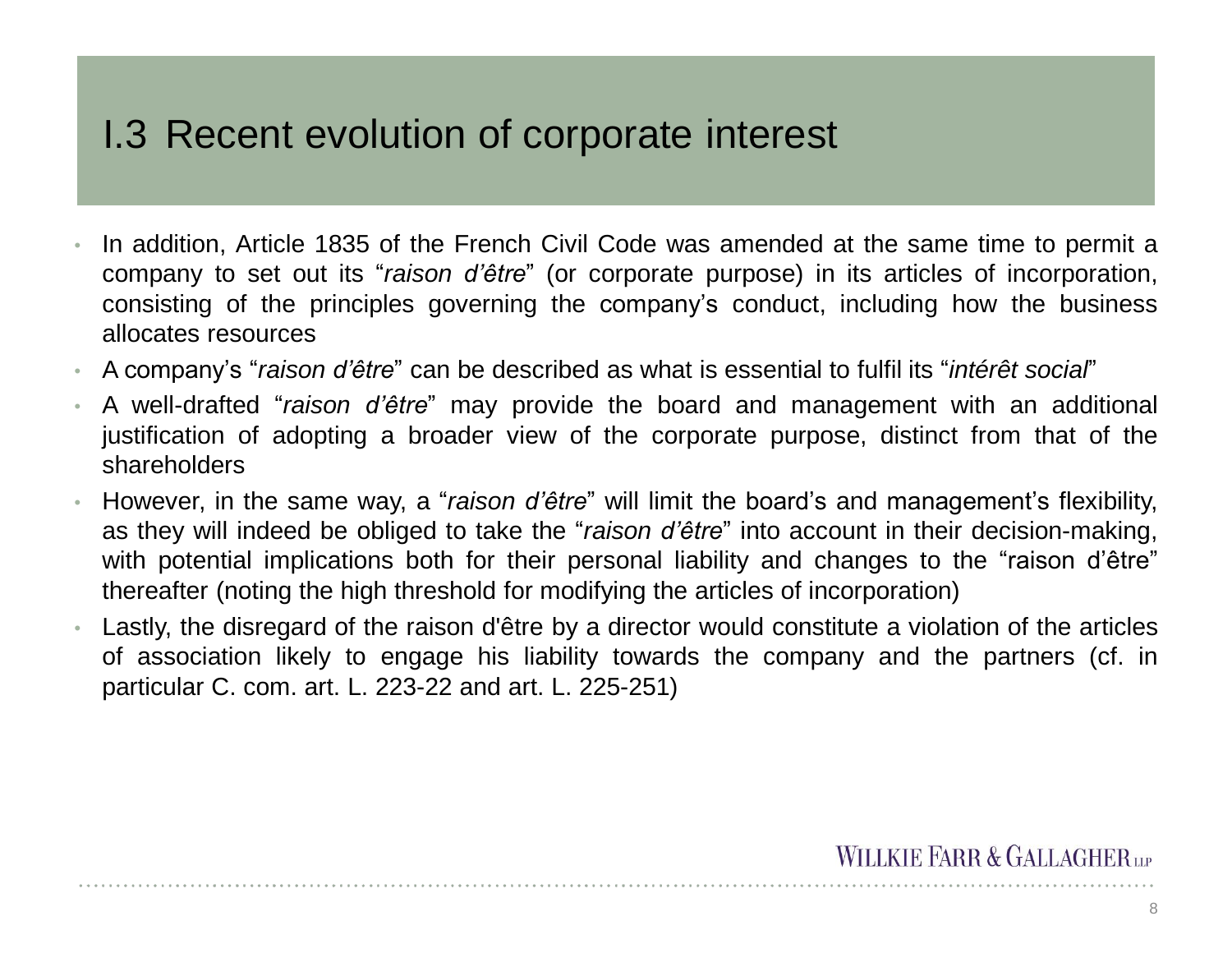# I.3 Recent evolution of corporate interest

- In addition, Article 1835 of the French Civil Code was amended at the same time to permit a company to set out its "*raison d'être*" (or corporate purpose) in its articles of incorporation, consisting of the principles governing the company's conduct, including how the business allocates resources
- A company's "*raison d'être*" can be described as what is essential to fulfil its "*intérêt social*"
- A well-drafted "*raison d'être*" may provide the board and management with an additional justification of adopting a broader view of the corporate purpose, distinct from that of the shareholders
- However, in the same way, a "*raison d'être*" will limit the board's and management's flexibility, as they will indeed be obliged to take the "*raison d'être*" into account in their decision-making, with potential implications both for their personal liability and changes to the "raison d'être" thereafter (noting the high threshold for modifying the articles of incorporation)
- Lastly, the disregard of the raison d'être by a director would constitute a violation of the articles of association likely to engage his liability towards the company and the partners (cf. in particular C. com. art. L. 223-22 and art. L. 225-251)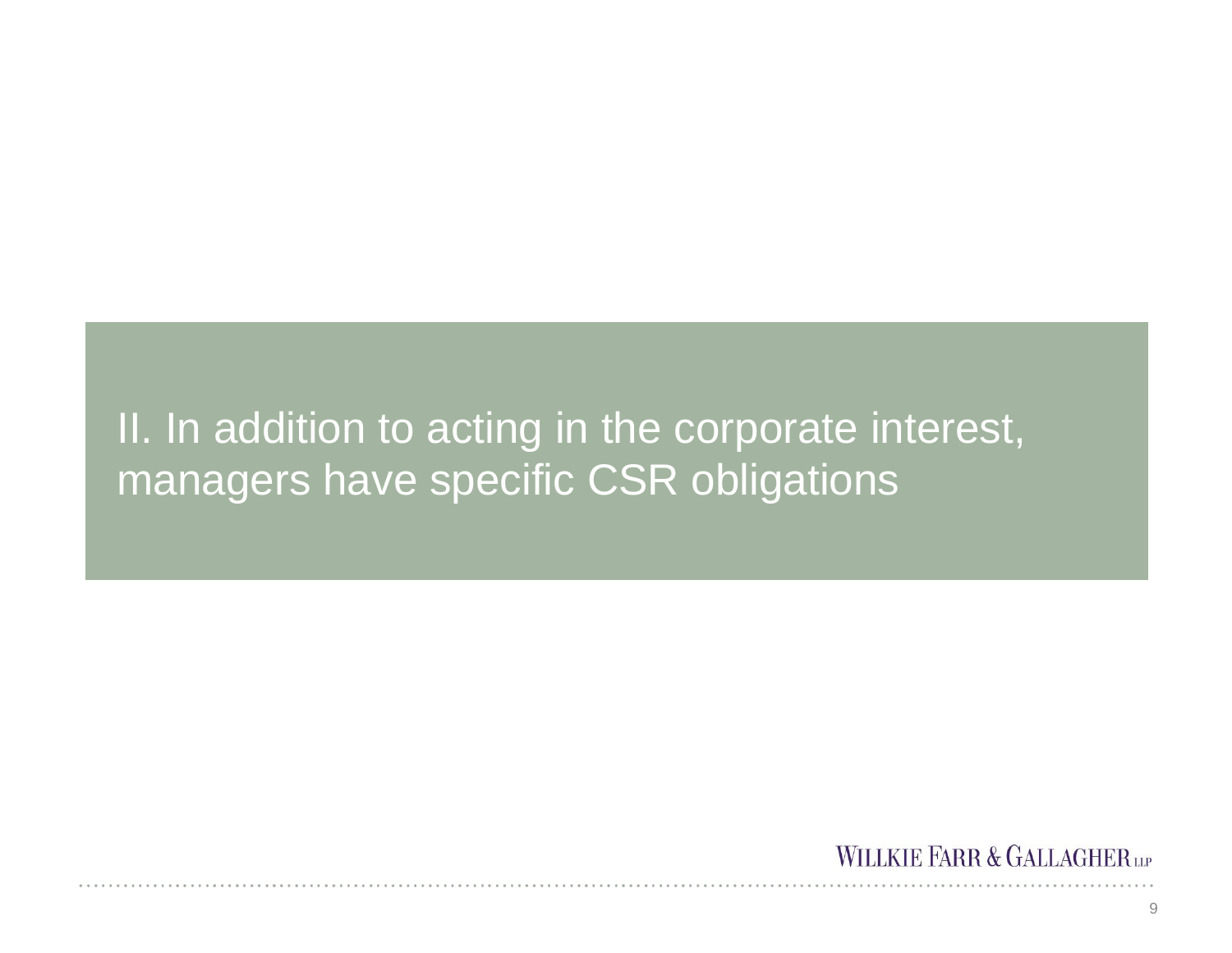# II. In addition to acting in the corporate interest, managers have specific CSR obligations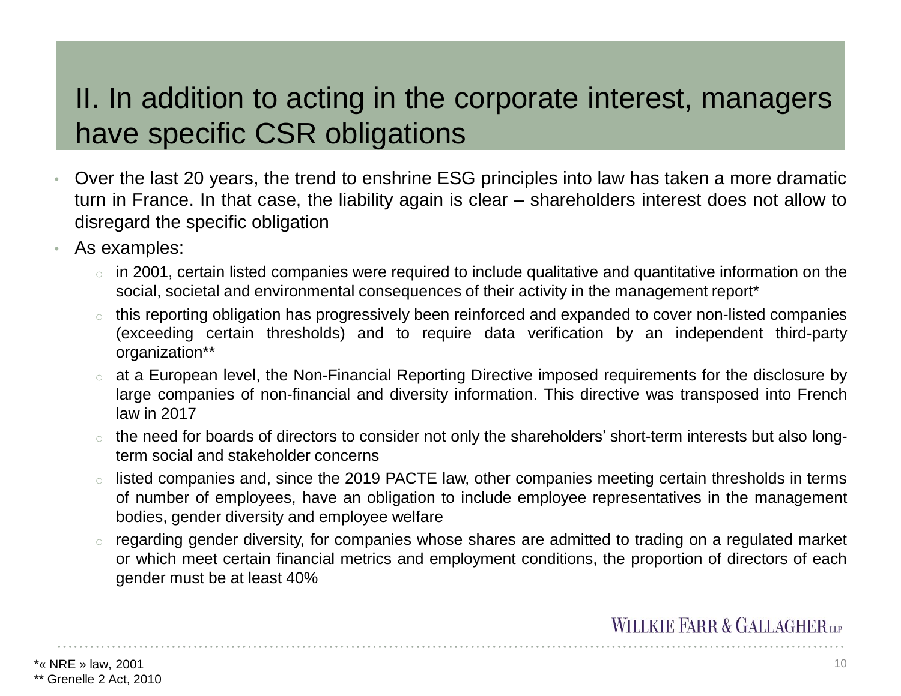# II. In addition to acting in the corporate interest, managers have specific CSR obligations

- Over the last 20 years, the trend to enshrine ESG principles into law has taken a more dramatic turn in France. In that case, the liability again is clear – shareholders interest does not allow to disregard the specific obligation
- As examples:
  - in 2001, certain listed companies were required to include qualitative and quantitative information on the social, societal and environmental consequences of their activity in the management report*
  - this reporting obligation has progressively been reinforced and expanded to cover non-listed companies (exceeding certain thresholds) and to require data verification by an independent third-party organization**
  - at a European level, the Non-Financial Reporting Directive imposed requirements for the disclosure by large companies of non-financial and diversity information. This directive was transposed into French law in 2017
  - the need for boards of directors to consider not only the shareholders' short-term interests but also long-term social and stakeholder concerns
  - listed companies and, since the 2019 PACTE law, other companies meeting certain thresholds in terms of number of employees, have an obligation to include employee representatives in the management bodies, gender diversity and employee welfare
  - regarding gender diversity, for companies whose shares are admitted to trading on a regulated market or which meet certain financial metrics and employment conditions, the proportion of directors of each gender must be at least 40%

WILLKIE FARR & GALLAGHER LLP

*« NRE » law, 2001
** Grenelle 2 Act, 2010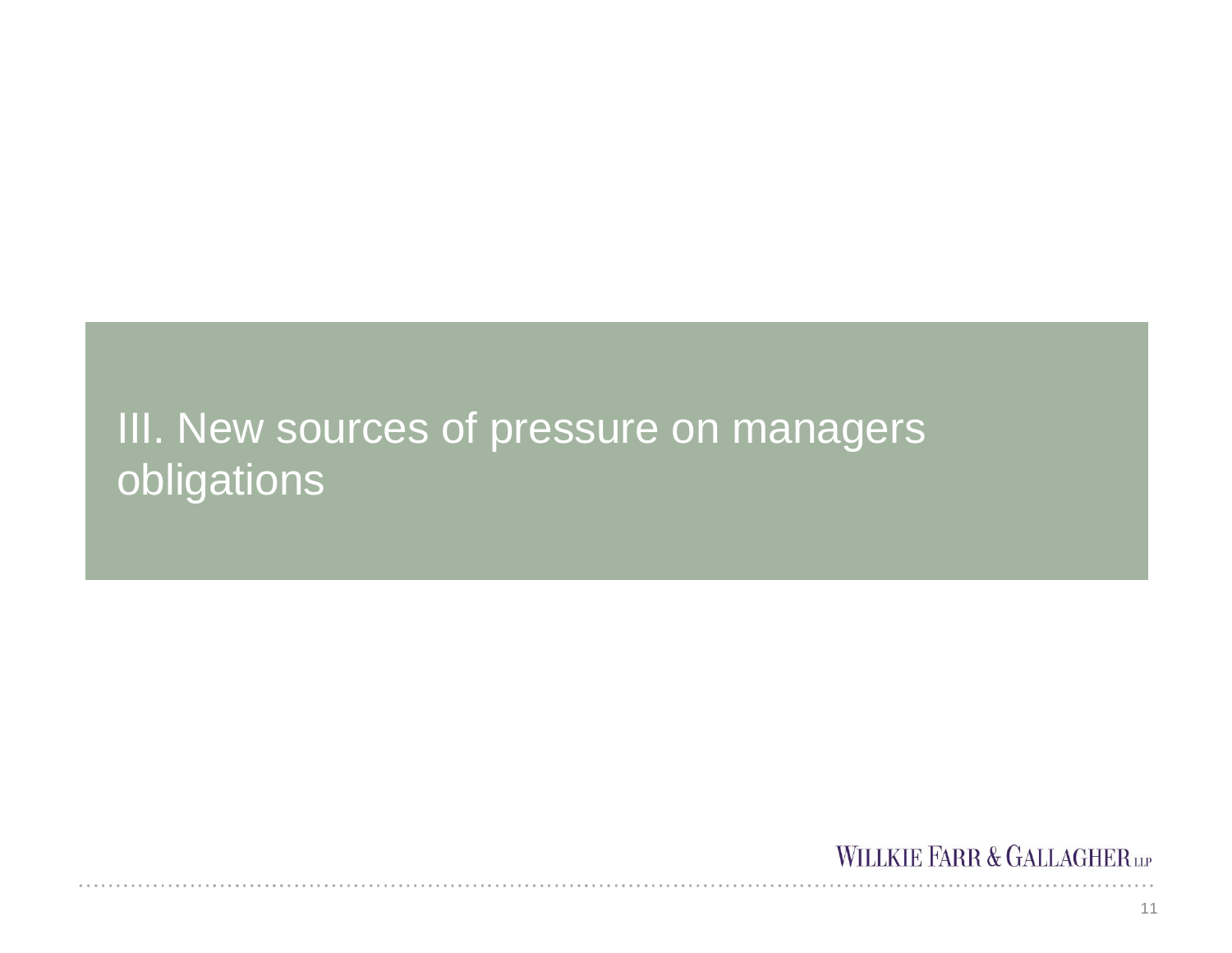# III. New sources of pressure on managers obligations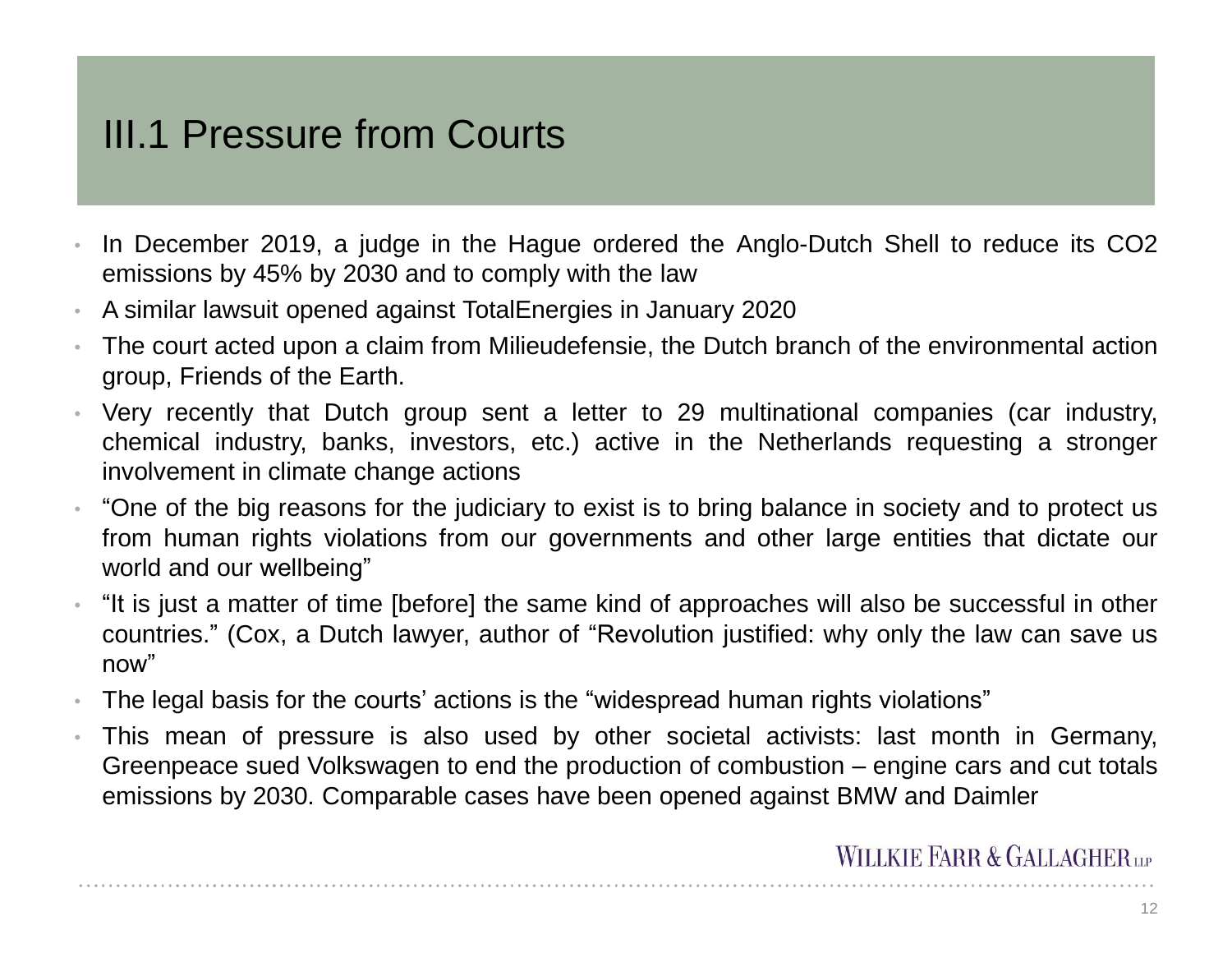# III.1 Pressure from Courts

- In December 2019, a judge in the Hague ordered the Anglo-Dutch Shell to reduce its $CO_2$ emissions by 45% by 2030 and to comply with the law
- A similar lawsuit opened against TotalEnergies in January 2020
- The court acted upon a claim from Milieudefensie, the Dutch branch of the environmental action group, Friends of the Earth.
- Very recently that Dutch group sent a letter to 29 multinational companies (car industry, chemical industry, banks, investors, etc.) active in the Netherlands requesting a stronger involvement in climate change actions
- “One of the big reasons for the judiciary to exist is to bring balance in society and to protect us from human rights violations from our governments and other large entities that dictate our world and our wellbeing”
- “It is just a matter of time [before] the same kind of approaches will also be successful in other countries.” (Cox, a Dutch lawyer, author of “Revolution justified: why only the law can save us now”
- The legal basis for the courts’ actions is the “widespread human rights violations”
- This mean of pressure is also used by other societal activists: last month in Germany, Greenpeace sued Volkswagen to end the production of combustion – engine cars and cut totals emissions by 2030. Comparable cases have been opened against BMW and Daimler

WILLKIE FARR & GALLAGHER LLP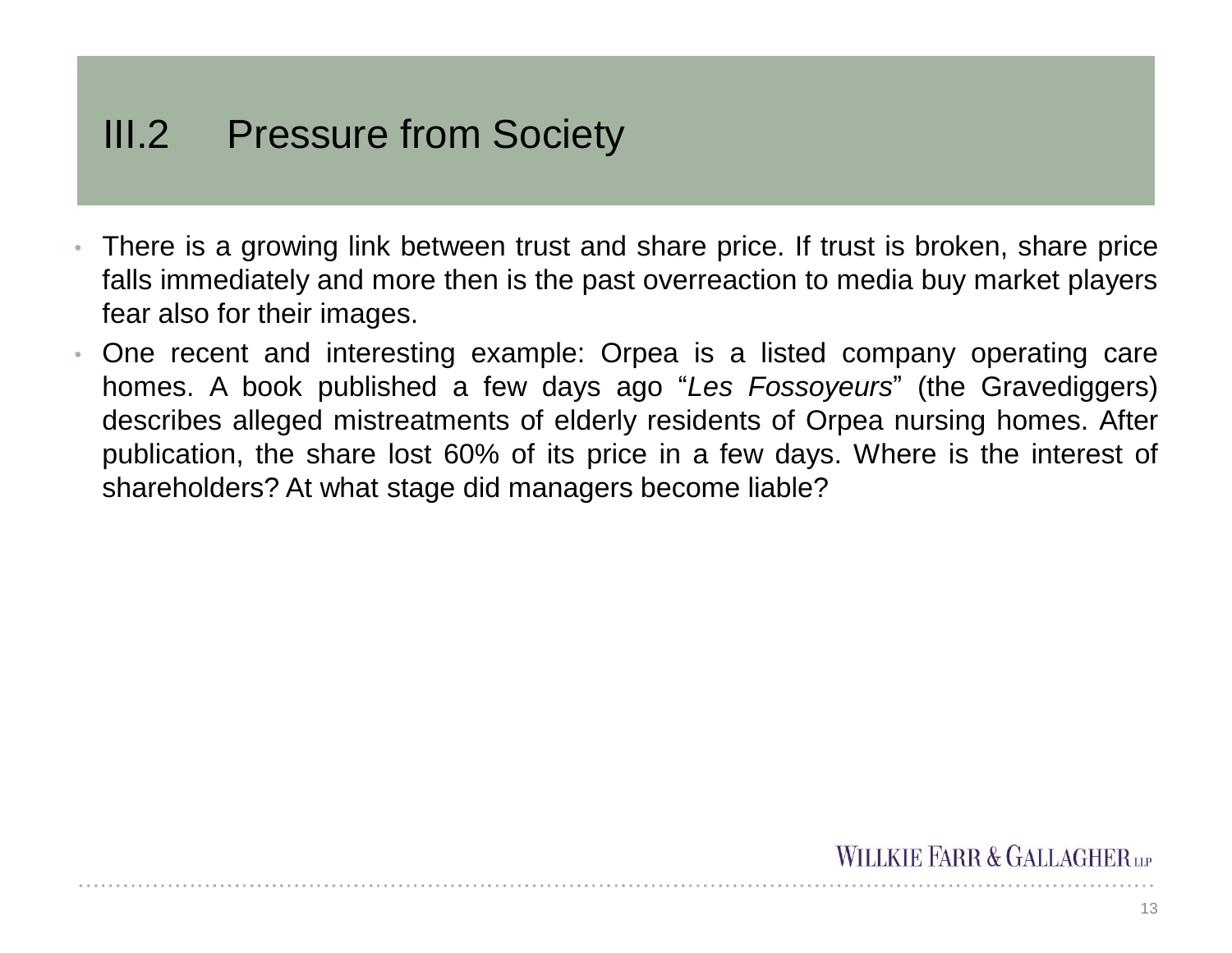# III.2 Pressure from Society

- There is a growing link between trust and share price. If trust is broken, share price falls immediately and more then is the past overreaction to media buy market players fear also for their images.
- One recent and interesting example: Orpea is a listed company operating care homes. A book published a few days ago "*Les Fossoyeurs*" (the Gravediggers) describes alleged mistreatments of elderly residents of Orpea nursing homes. After publication, the share lost 60% of its price in a few days. Where is the interest of shareholders? At what stage did managers become liable?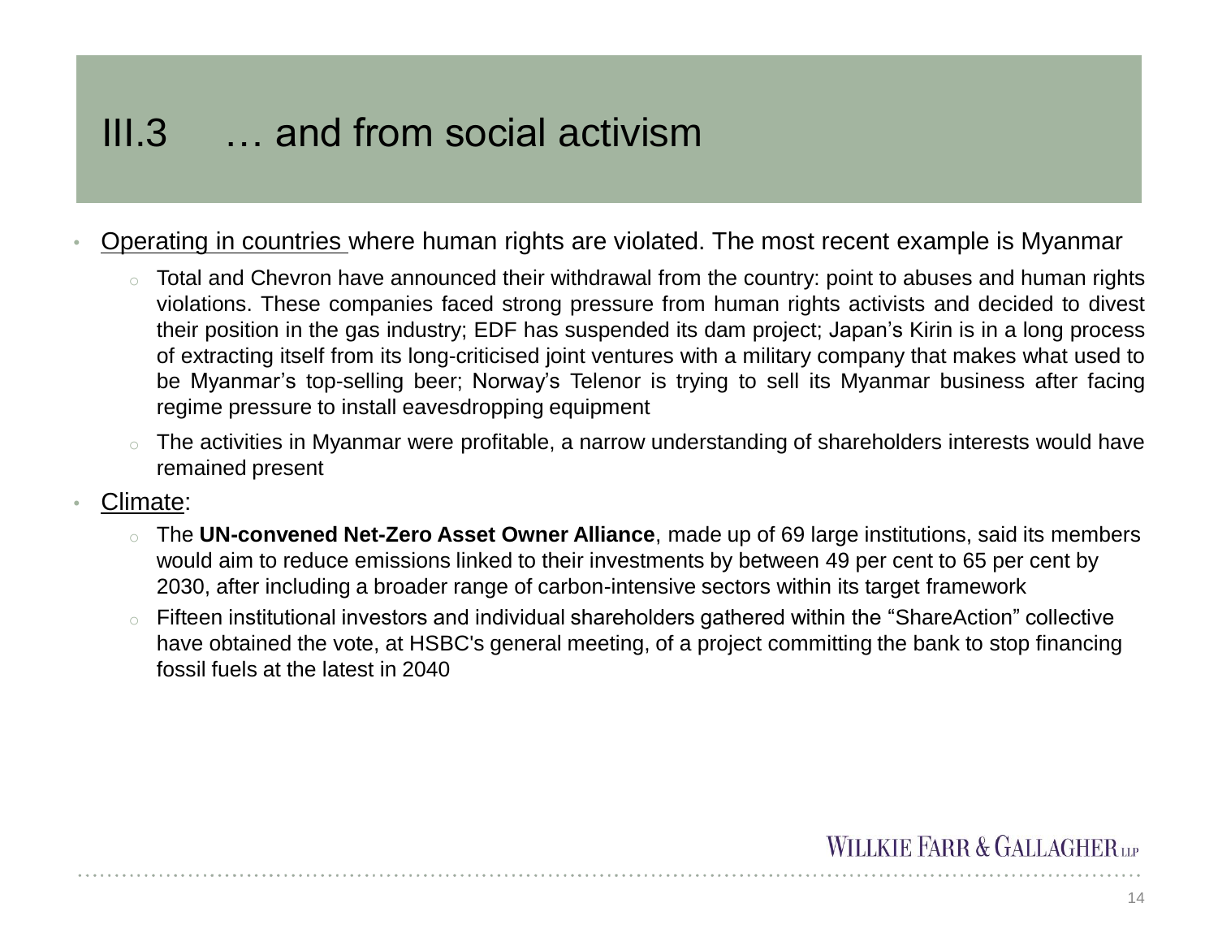# III.3 … and from social activism

- Operating in countries where human rights are violated. The most recent example is Myanmar
  - Total and Chevron have announced their withdrawal from the country: point to abuses and human rights violations. These companies faced strong pressure from human rights activists and decided to divest their position in the gas industry; EDF has suspended its dam project; Japan's Kirin is in a long process of extracting itself from its long-criticised joint ventures with a military company that makes what used to be Myanmar's top-selling beer; Norway's Telenor is trying to sell its Myanmar business after facing regime pressure to install eavesdropping equipment
  - The activities in Myanmar were profitable, a narrow understanding of shareholders interests would have remained present
- Climate:
  - The **UN-convened Net-Zero Asset Owner Alliance**, made up of 69 large institutions, said its members would aim to reduce emissions linked to their investments by between 49 per cent to 65 per cent by 2030, after including a broader range of carbon-intensive sectors within its target framework
  - Fifteen institutional investors and individual shareholders gathered within the "ShareAction" collective have obtained the vote, at HSBC's general meeting, of a project committing the bank to stop financing fossil fuels at the latest in 2040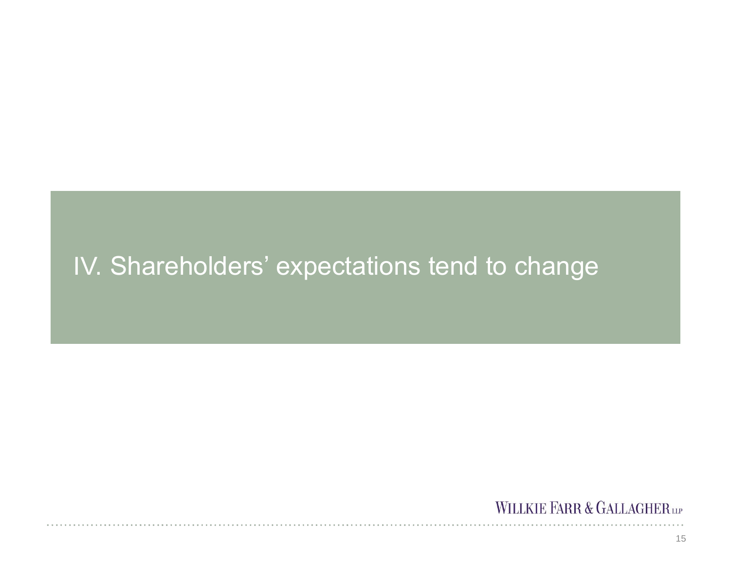# IV. Shareholders' expectations tend to change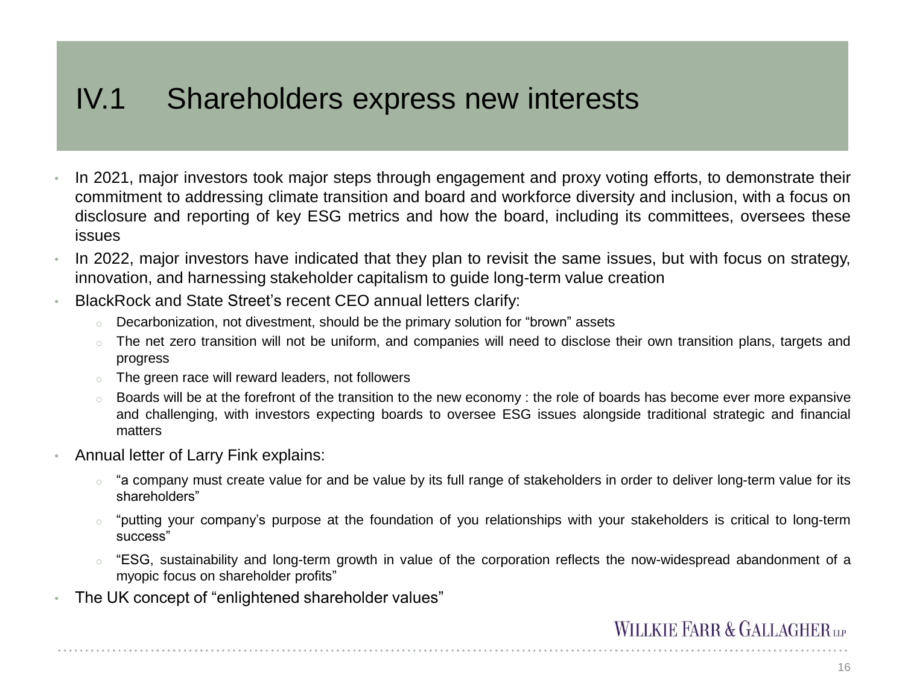# IV.1 Shareholders express new interests

- In 2021, major investors took major steps through engagement and proxy voting efforts, to demonstrate their commitment to addressing climate transition and board and workforce diversity and inclusion, with a focus on disclosure and reporting of key ESG metrics and how the board, including its committees, oversees these issues
- In 2022, major investors have indicated that they plan to revisit the same issues, but with focus on strategy, innovation, and harnessing stakeholder capitalism to guide long-term value creation
- BlackRock and State Street's recent CEO annual letters clarify:
  - Decarbonization, not divestment, should be the primary solution for "brown" assets
  - The net zero transition will not be uniform, and companies will need to disclose their own transition plans, targets and progress
  - The green race will reward leaders, not followers
  - Boards will be at the forefront of the transition to the new economy : the role of boards has become ever more expansive and challenging, with investors expecting boards to oversee ESG issues alongside traditional strategic and financial matters
- Annual letter of Larry Fink explains:
  - "a company must create value for and be value by its full range of stakeholders in order to deliver long-term value for its shareholders"
  - "putting your company's purpose at the foundation of you relationships with your stakeholders is critical to long-term success"
  - "ESG, sustainability and long-term growth in value of the corporation reflects the now-widespread abandonment of a myopic focus on shareholder profits"
- The UK concept of "enlightened shareholder values"

WILLKIE FARR & GALLAGHER LLP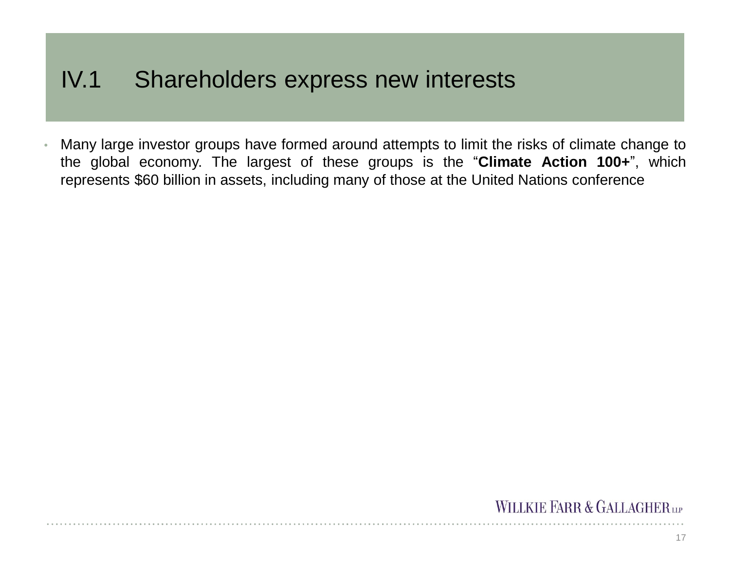# IV.1 Shareholders express new interests

- Many large investor groups have formed around attempts to limit the risks of climate change to the global economy. The largest of these groups is the “**Climate Action 100+**”, which represents $60 billion in assets, including many of those at the United Nations conference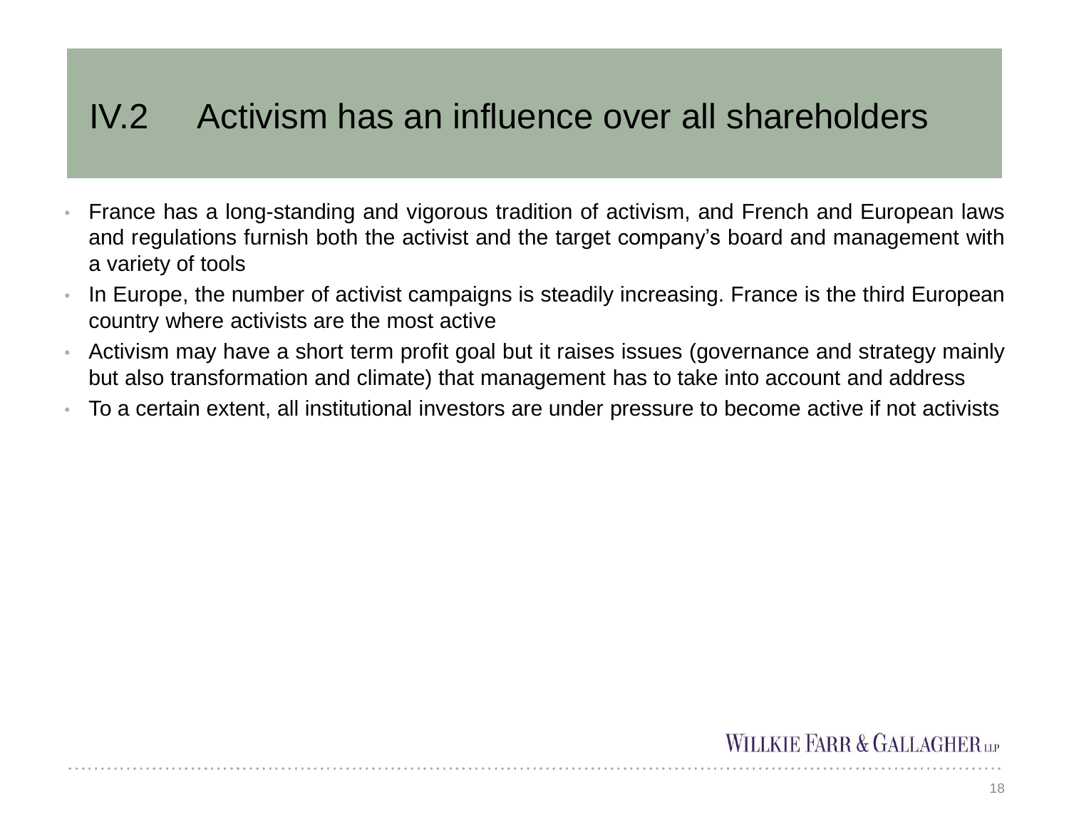## IV.2 Activism has an influence over all shareholders

- France has a long-standing and vigorous tradition of activism, and French and European laws and regulations furnish both the activist and the target company's board and management with a variety of tools
- In Europe, the number of activist campaigns is steadily increasing. France is the third European country where activists are the most active
- Activism may have a short term profit goal but it raises issues (governance and strategy mainly but also transformation and climate) that management has to take into account and address
- To a certain extent, all institutional investors are under pressure to become active if not activists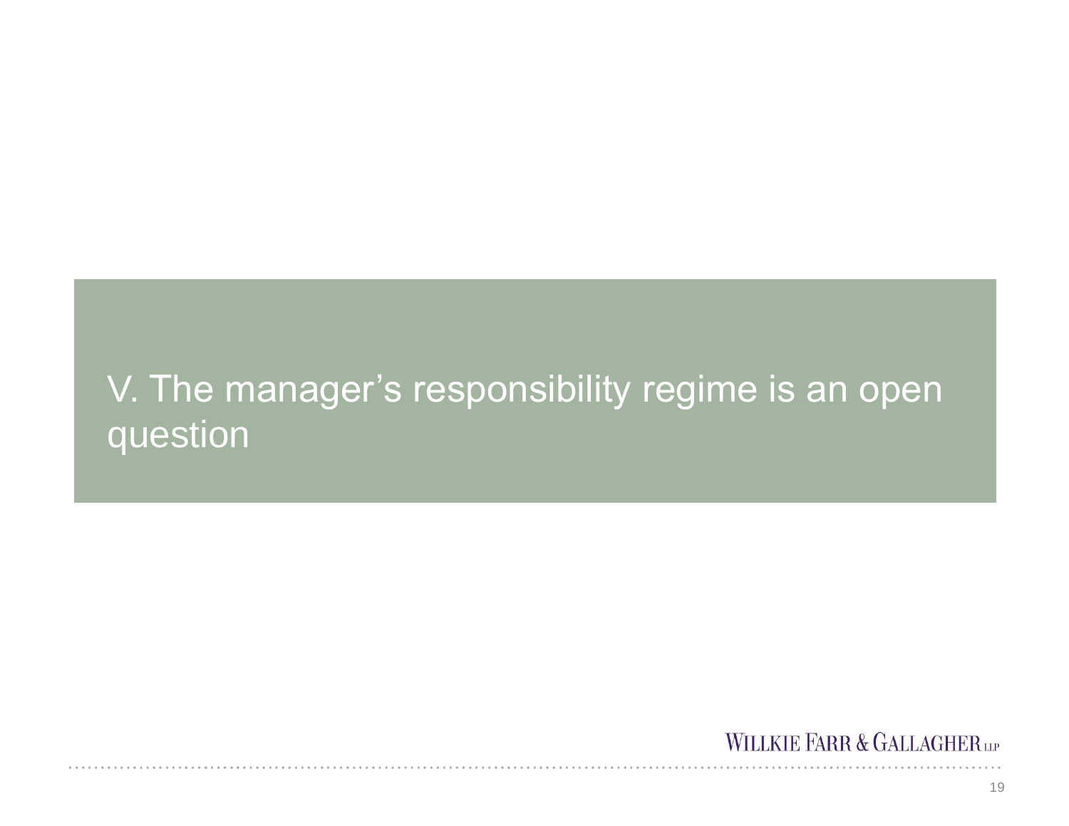# V. The manager’s responsibility regime is an open question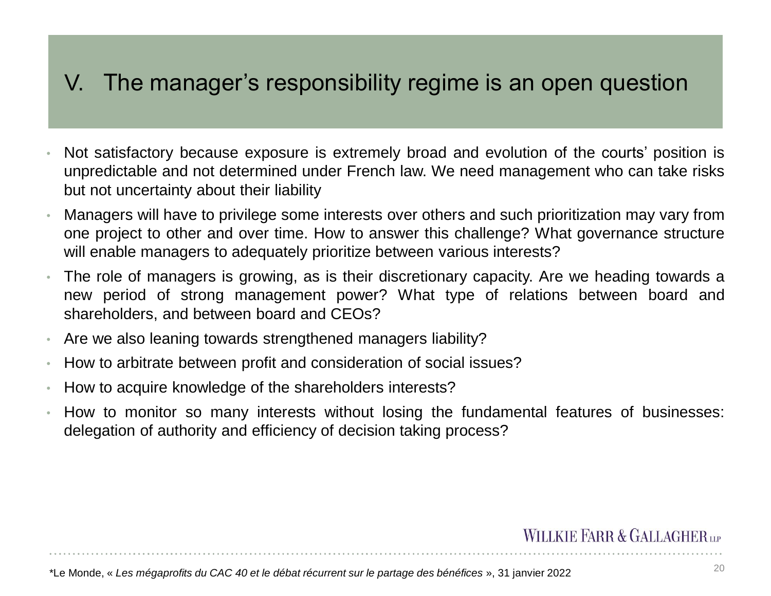# V. The manager's responsibility regime is an open question

- Not satisfactory because exposure is extremely broad and evolution of the courts' position is unpredictable and not determined under French law. We need management who can take risks but not uncertainty about their liability
- Managers will have to privilege some interests over others and such prioritization may vary from one project to other and over time. How to answer this challenge? What governance structure will enable managers to adequately prioritize between various interests?
- The role of managers is growing, as is their discretionary capacity. Are we heading towards a new period of strong management power? What type of relations between board and shareholders, and between board and CEOs?
- Are we also leaning towards strengthened managers liability?
- How to arbitrate between profit and consideration of social issues?
- How to acquire knowledge of the shareholders interests?
- How to monitor so many interests without losing the fundamental features of businesses: delegation of authority and efficiency of decision taking process?

WILLKIE FARR & GALLAGHER LLP

*Le Monde, « *Les mégaprofits du CAC 40 et le débat récurrent sur le partage des bénéfices* », 31 janvier 2022